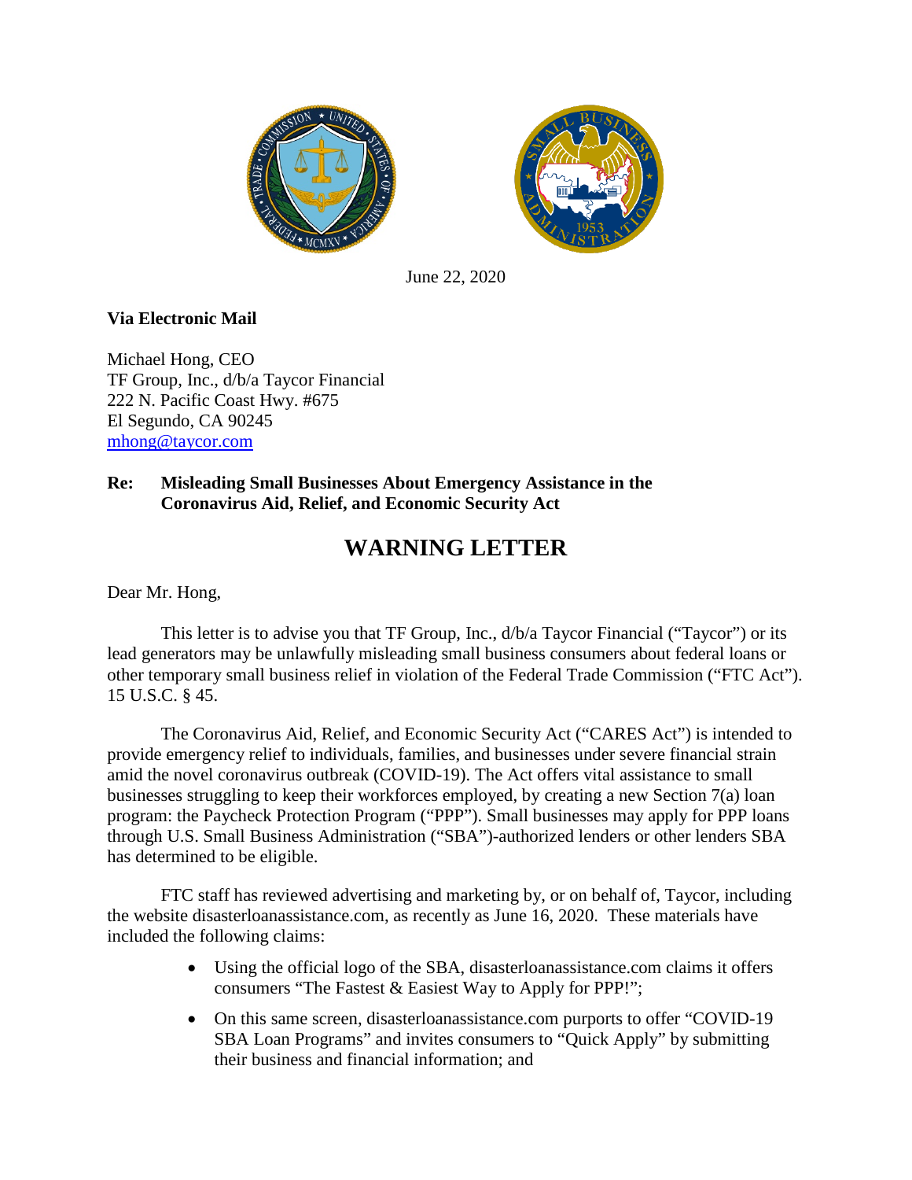June 22, 2020

**Via Electronic Mail**

Michael Hong, CEO
TF Group, Inc., d/b/a Taycor Financial
222 N. Pacific Coast Hwy. #675
El Segundo, CA 90245
mhong@taycor.com

**Re: Misleading Small Businesses About Emergency Assistance in the Coronavirus Aid, Relief, and Economic Security Act**

# WARNING LETTER

Dear Mr. Hong,

This letter is to advise you that TF Group, Inc., d/b/a Taycor Financial ("Taycor") or its lead generators may be unlawfully misleading small business consumers about federal loans or other temporary small business relief in violation of the Federal Trade Commission ("FTC Act"). 15 U.S.C. § 45.

The Coronavirus Aid, Relief, and Economic Security Act ("CARES Act") is intended to provide emergency relief to individuals, families, and businesses under severe financial strain amid the novel coronavirus outbreak (COVID-19). The Act offers vital assistance to small businesses struggling to keep their workforces employed, by creating a new Section 7(a) loan program: the Paycheck Protection Program ("PPP"). Small businesses may apply for PPP loans through U.S. Small Business Administration ("SBA")-authorized lenders or other lenders SBA has determined to be eligible.

FTC staff has reviewed advertising and marketing by, or on behalf of, Taycor, including the website disasterloanassistance.com, as recently as June 16, 2020. These materials have included the following claims:

- Using the official logo of the SBA, disasterloanassistance.com claims it offers consumers "The Fastest & Easiest Way to Apply for PPP!";
- On this same screen, disasterloanassistance.com purports to offer "COVID-19 SBA Loan Programs" and invites consumers to "Quick Apply" by submitting their business and financial information; and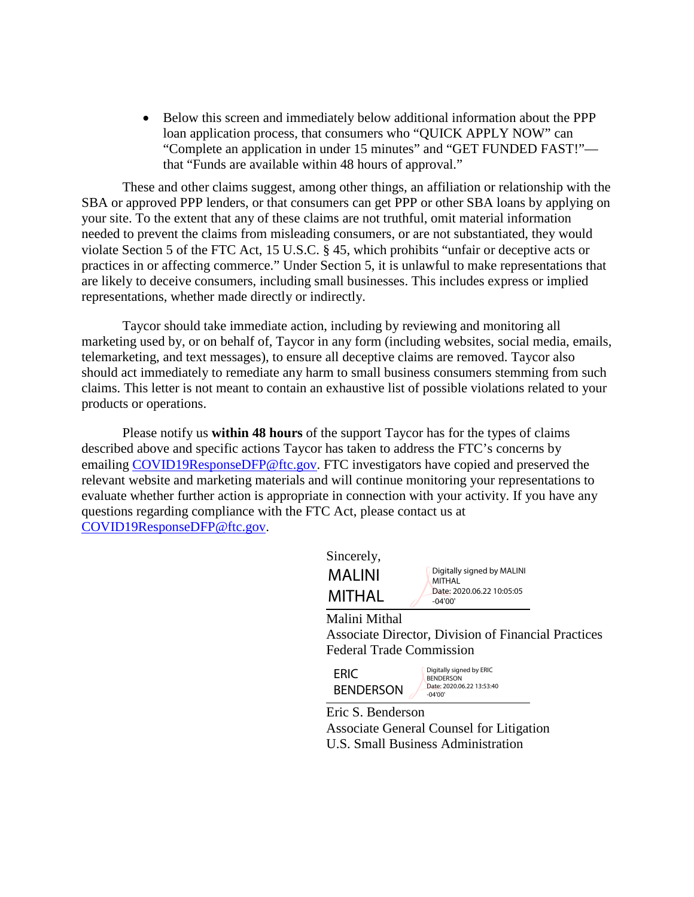- Below this screen and immediately below additional information about the PPP loan application process, that consumers who "QUICK APPLY NOW" can "Complete an application in under 15 minutes" and "GET FUNDED FAST!"—that "Funds are available within 48 hours of approval."

These and other claims suggest, among other things, an affiliation or relationship with the SBA or approved PPP lenders, or that consumers can get PPP or other SBA loans by applying on your site. To the extent that any of these claims are not truthful, omit material information needed to prevent the claims from misleading consumers, or are not substantiated, they would violate Section 5 of the FTC Act, 15 U.S.C. § 45, which prohibits "unfair or deceptive acts or practices in or affecting commerce." Under Section 5, it is unlawful to make representations that are likely to deceive consumers, including small businesses. This includes express or implied representations, whether made directly or indirectly.

Taycor should take immediate action, including by reviewing and monitoring all marketing used by, or on behalf of, Taycor in any form (including websites, social media, emails, telemarketing, and text messages), to ensure all deceptive claims are removed. Taycor also should act immediately to remediate any harm to small business consumers stemming from such claims. This letter is not meant to contain an exhaustive list of possible violations related to your products or operations.

Please notify us **within 48 hours** of the support Taycor has for the types of claims described above and specific actions Taycor has taken to address the FTC's concerns by emailing [COVID19ResponseDFP@ftc.gov](mailto:COVID19ResponseDFP@ftc.gov). FTC investigators have copied and preserved the relevant website and marketing materials and will continue monitoring your representations to evaluate whether further action is appropriate in connection with your activity. If you have any questions regarding compliance with the FTC Act, please contact us at [COVID19ResponseDFP@ftc.gov](mailto:COVID19ResponseDFP@ftc.gov).

Sincerely,

MALINI MITHAL
Digitally signed by MALINI MITHAL
Date: 2020.06.22 10:05:05 -04'00'

Malini Mithal
Associate Director, Division of Financial Practices
Federal Trade Commission

ERIC BENDERSON
Digitally signed by ERIC BENDERSON
Date: 2020.06.22 13:53:40 -04'00'

Eric S. Benderson
Associate General Counsel for Litigation
U.S. Small Business Administration